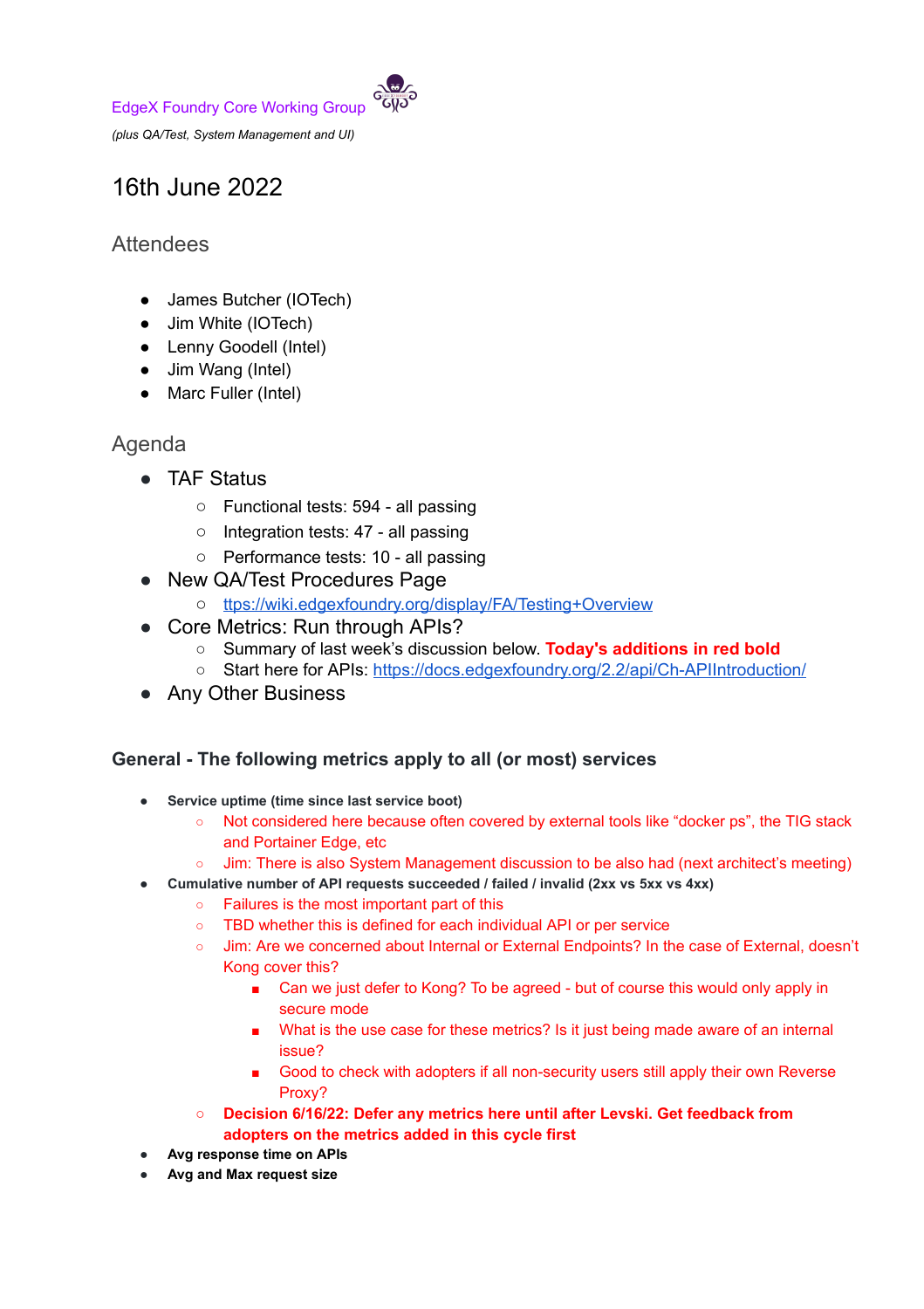EdgeX Foundry Core Working Group

*(plus QA/Test, System Management and UI)*

# 16th June 2022

## Attendees

- James Butcher (IOTech)
- Jim White (IOTech)
- Lenny Goodell (Intel)
- Jim Wang (Intel)
- Marc Fuller (Intel)

## Agenda

- TAF Status
  - Functional tests: 594 - all passing
  - Integration tests: 47 - all passing
  - Performance tests: 10 - all passing
- New QA/Test Procedures Page
  - [ttps://wiki.edgexfoundry.org/display/FA/Testing+Overview](ttps://wiki.edgexfoundry.org/display/FA/Testing+Overview)
- Core Metrics: Run through APIs?
  - Summary of last week's discussion below. **Today's additions in red bold**
  - Start here for APIs: [https://docs.edgexfoundry.org/2.2/api/Ch-APIIntroduction/](https://docs.edgexfoundry.org/2.2/api/Ch-APIIntroduction/)
- Any Other Business

### General - The following metrics apply to all (or most) services

- **Service uptime (time since last service boot)**
  - Not considered here because often covered by external tools like "docker ps", the TIG stack and Portainer Edge, etc
  - Jim: There is also System Management discussion to be also had (next architect's meeting)
- **Cumulative number of API requests succeeded / failed / invalid (2xx vs 5xx vs 4xx)**
  - Failures is the most important part of this
  - TBD whether this is defined for each individual API or per service
  - Jim: Are we concerned about Internal or External Endpoints? In the case of External, doesn't Kong cover this?
    - Can we just defer to Kong? To be agreed - but of course this would only apply in secure mode
    - What is the use case for these metrics? Is it just being made aware of an internal issue?
    - Good to check with adopters if all non-security users still apply their own Reverse Proxy?
  - **Decision 6/16/22: Defer any metrics here until after Levski. Get feedback from adopters on the metrics added in this cycle first**
- **Avg response time on APIs**
- **Avg and Max request size**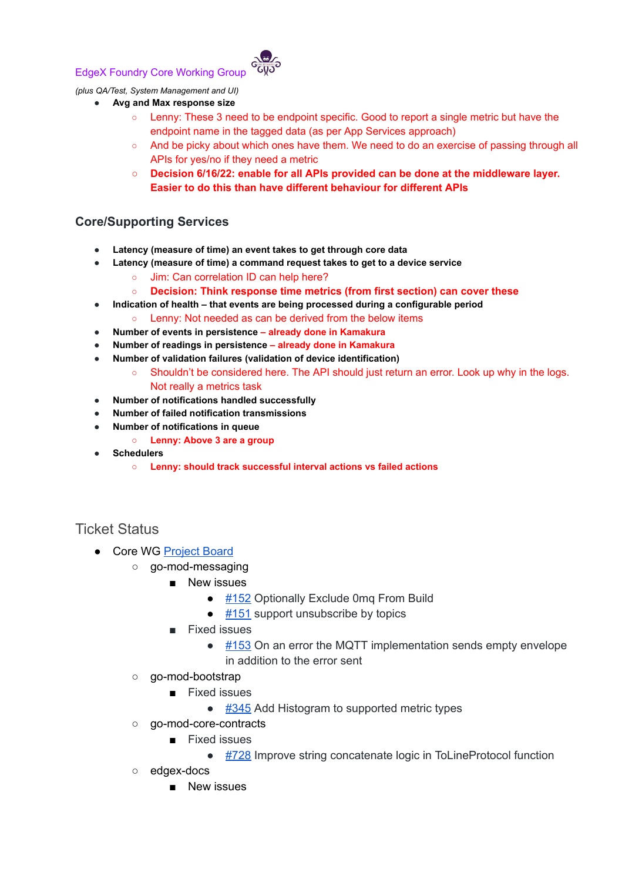EdgeX Foundry Core Working Group

*(plus QA/Test, System Management and UI)*

- **Avg and Max response size**
  - Lenny: These 3 need to be endpoint specific. Good to report a single metric but have the endpoint name in the tagged data (as per App Services approach)
  - And be picky about which ones have them. We need to do an exercise of passing through all APIs for yes/no if they need a metric
  - **Decision 6/16/22: enable for all APIs provided can be done at the middleware layer. Easier to do this than have different behaviour for different APIs**

### Core/Supporting Services

- **Latency (measure of time) an event takes to get through core data**
- **Latency (measure of time) a command request takes to get to a device service**
  - Jim: Can correlation ID can help here?
  - **Decision: Think response time metrics (from first section) can cover these**
- **Indication of health – that events are being processed during a configurable period**
  - Lenny: Not needed as can be derived from the below items
- **Number of events in persistence – already done in Kamakura**
- **Number of readings in persistence – already done in Kamakura**
- **Number of validation failures (validation of device identification)**
  - Shouldn't be considered here. The API should just return an error. Look up why in the logs. Not really a metrics task
- **Number of notifications handled successfully**
- **Number of failed notification transmissions**
- **Number of notifications in queue**
  - **Lenny: Above 3 are a group**
- **Schedulers**
  - **Lenny: should track successful interval actions vs failed actions**

## Ticket Status

- Core WG Project Board
  - go-mod-messaging
    - New issues
      - #152 Optionally Exclude 0mq From Build
      - #151 support unsubscribe by topics
    - Fixed issues
      - #153 On an error the MQTT implementation sends empty envelope in addition to the error sent
  - go-mod-bootstrap
    - Fixed issues
      - #345 Add Histogram to supported metric types
  - go-mod-core-contracts
    - Fixed issues
      - #728 Improve string concatenate logic in ToLineProtocol function
  - edgex-docs
    - New issues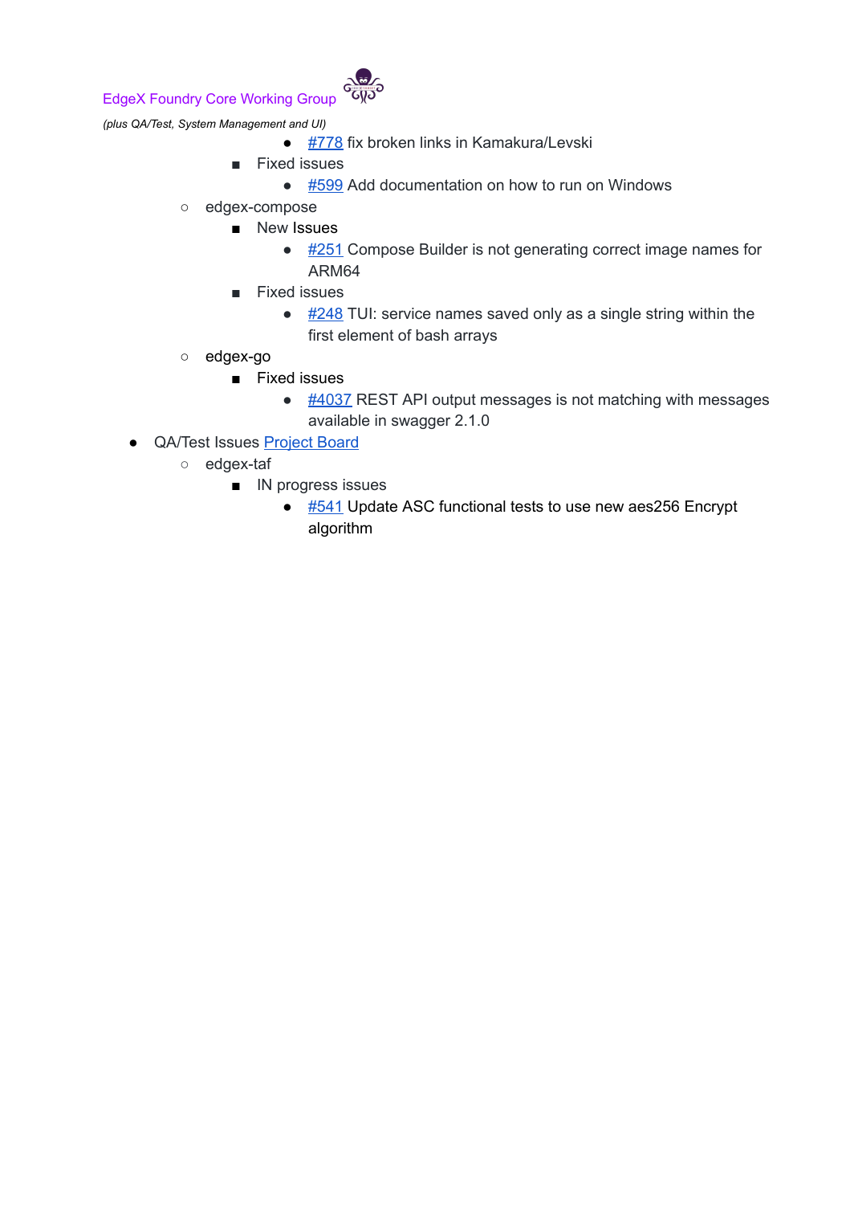- #778 fix broken links in Kamakura/Levski
  - Fixed issues
    - #599 Add documentation on how to run on Windows
- edgex-compose
  - New Issues
    - #251 Compose Builder is not generating correct image names for ARM64
  - Fixed issues
    - #248 TUI: service names saved only as a single string within the first element of bash arrays
- edgex-go
  - Fixed issues
    - #4037 REST API output messages is not matching with messages available in swagger 2.1.0

- QA/Test Issues Project Board
  - edgex-taf
    - IN progress issues
      - #541 Update ASC functional tests to use new aes256 Encrypt algorithm